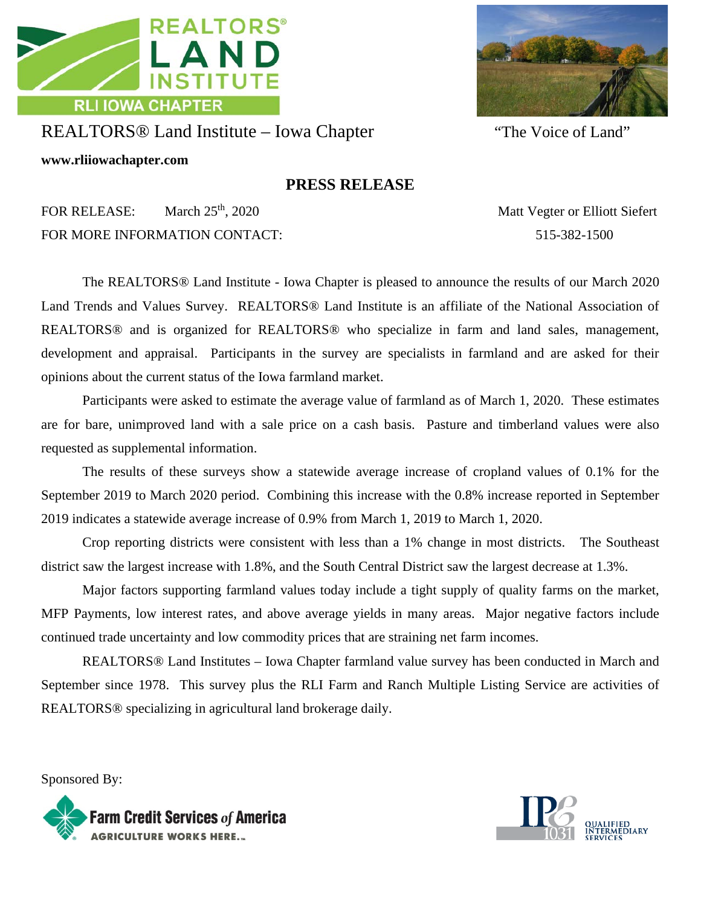REALTORS® LAND INSTITUTE

RLI IOWA CHAPTER

REALTORS® Land Institute – Iowa Chapter

"The Voice of Land"

**www.rliiowachapter.com**

## PRESS RELEASE

FOR RELEASE: March 25th, 2020

FOR MORE INFORMATION CONTACT: Matt Vegter or Elliott Siefert 515-382-1500

The REALTORS® Land Institute - Iowa Chapter is pleased to announce the results of our March 2020 Land Trends and Values Survey. REALTORS® Land Institute is an affiliate of the National Association of REALTORS® and is organized for REALTORS® who specialize in farm and land sales, management, development and appraisal. Participants in the survey are specialists in farmland and are asked for their opinions about the current status of the Iowa farmland market.

Participants were asked to estimate the average value of farmland as of March 1, 2020. These estimates are for bare, unimproved land with a sale price on a cash basis. Pasture and timberland values were also requested as supplemental information.

The results of these surveys show a statewide average increase of cropland values of 0.1% for the September 2019 to March 2020 period. Combining this increase with the 0.8% increase reported in September 2019 indicates a statewide average increase of 0.9% from March 1, 2019 to March 1, 2020.

Crop reporting districts were consistent with less than a 1% change in most districts. The Southeast district saw the largest increase with 1.8%, and the South Central District saw the largest decrease at 1.3%.

Major factors supporting farmland values today include a tight supply of quality farms on the market, MFP Payments, low interest rates, and above average yields in many areas. Major negative factors include continued trade uncertainty and low commodity prices that are straining net farm incomes.

REALTORS® Land Institutes – Iowa Chapter farmland value survey has been conducted in March and September since 1978. This survey plus the RLI Farm and Ranch Multiple Listing Service are activities of REALTORS® specializing in agricultural land brokerage daily.

Sponsored By:

Farm Credit Services of America — AGRICULTURE WORKS HERE.

IPE 1031 QUALIFIED INTERMEDIARY SERVICES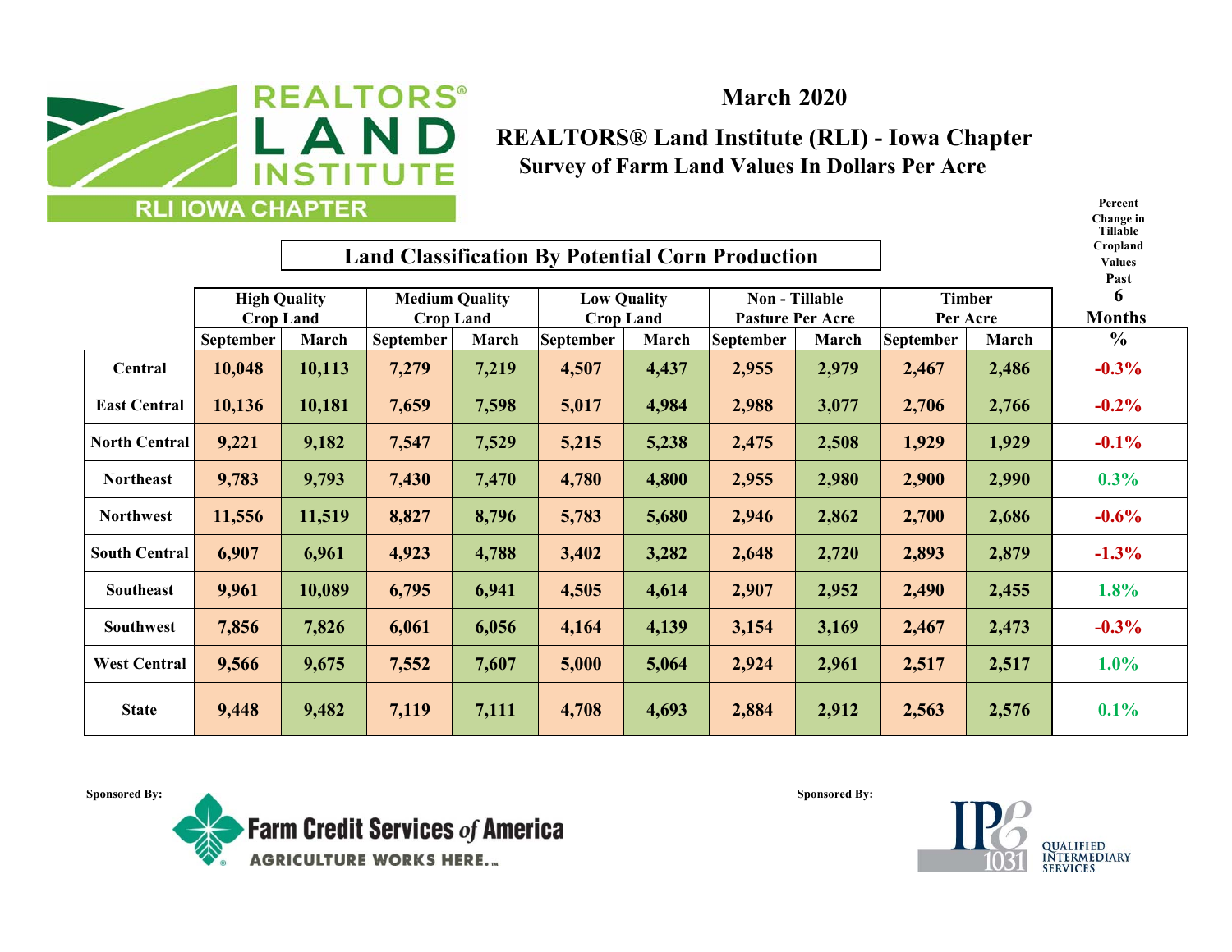REALTORS® LAND INSTITUTE

RLI IOWA CHAPTER

# March 2020

## REALTORS® Land Institute (RLI) - Iowa Chapter

### Survey of Farm Land Values In Dollars Per Acre

**Land Classification By Potential Corn Production**

| | High Quality Crop Land | | Medium Quality Crop Land | | Low Quality Crop Land | | Non - Tillable Pasture Per Acre | | Timber Per Acre | | Percent Change in Tillable Cropland Values Past 6 Months |
|---|---|---|---|---|---|---|---|---|---|---|---|
| | September | March | September | March | September | March | September | March | September | March | % |
| **Central** | 10,048 | 10,113 | 7,279 | 7,219 | 4,507 | 4,437 | 2,955 | 2,979 | 2,467 | 2,486 | -0.3% |
| **East Central** | 10,136 | 10,181 | 7,659 | 7,598 | 5,017 | 4,984 | 2,988 | 3,077 | 2,706 | 2,766 | -0.2% |
| **North Central** | 9,221 | 9,182 | 7,547 | 7,529 | 5,215 | 5,238 | 2,475 | 2,508 | 1,929 | 1,929 | -0.1% |
| **Northeast** | 9,783 | 9,793 | 7,430 | 7,470 | 4,780 | 4,800 | 2,955 | 2,980 | 2,900 | 2,990 | 0.3% |
| **Northwest** | 11,556 | 11,519 | 8,827 | 8,796 | 5,783 | 5,680 | 2,946 | 2,862 | 2,700 | 2,686 | -0.6% |
| **South Central** | 6,907 | 6,961 | 4,923 | 4,788 | 3,402 | 3,282 | 2,648 | 2,720 | 2,893 | 2,879 | -1.3% |
| **Southeast** | 9,961 | 10,089 | 6,795 | 6,941 | 4,505 | 4,614 | 2,907 | 2,952 | 2,490 | 2,455 | 1.8% |
| **Southwest** | 7,856 | 7,826 | 6,061 | 6,056 | 4,164 | 4,139 | 3,154 | 3,169 | 2,467 | 2,473 | -0.3% |
| **West Central** | 9,566 | 9,675 | 7,552 | 7,607 | 5,000 | 5,064 | 2,924 | 2,961 | 2,517 | 2,517 | 1.0% |
| **State** | 9,448 | 9,482 | 7,119 | 7,111 | 4,708 | 4,693 | 2,884 | 2,912 | 2,563 | 2,576 | 0.1% |

Sponsored By: Farm Credit Services of America — AGRICULTURE WORKS HERE.

Sponsored By: IPE 1031 QUALIFIED INTERMEDIARY SERVICES